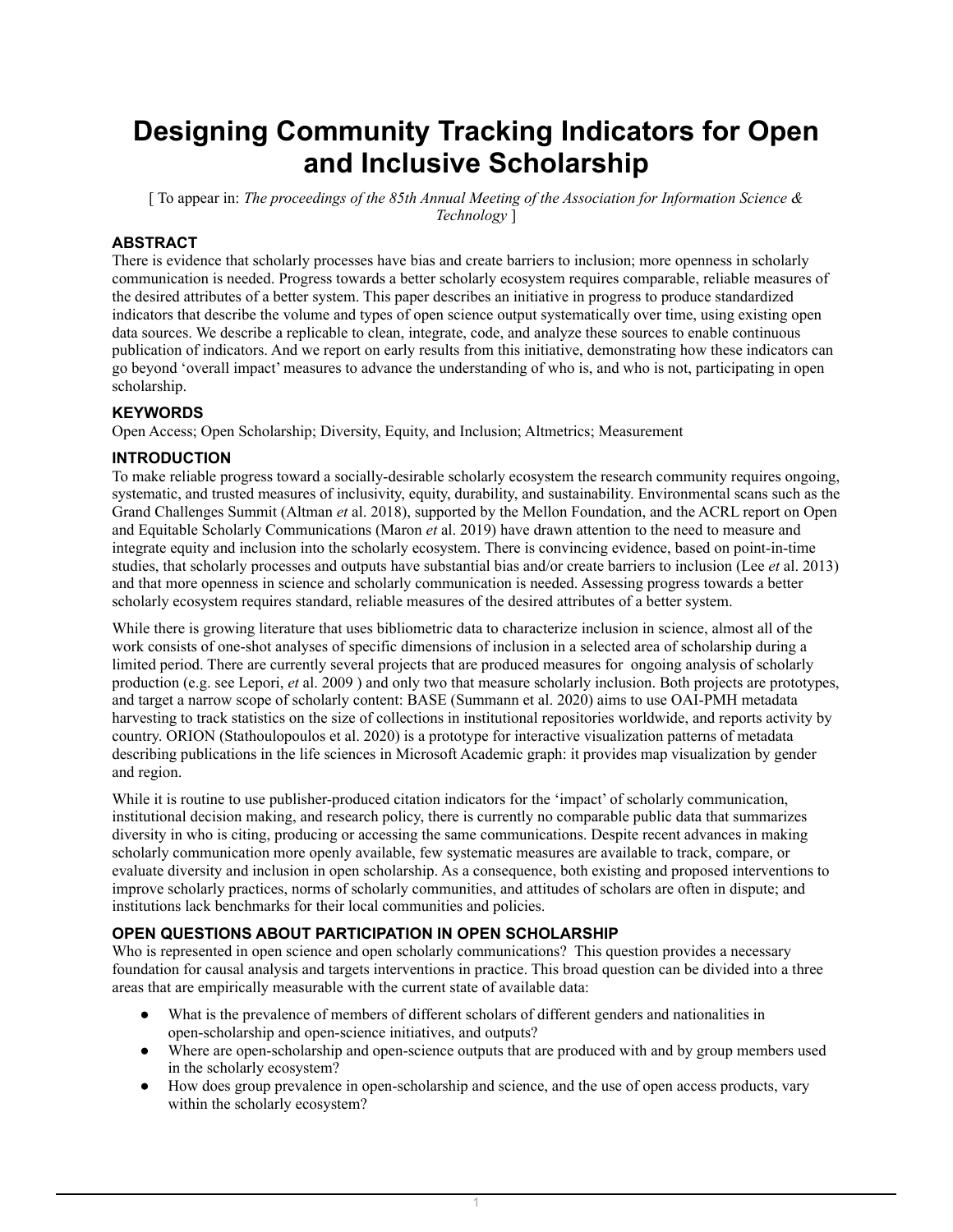# Designing Community Tracking Indicators for Open and Inclusive Scholarship

[ To appear in: *The proceedings of the 85th Annual Meeting of the Association for Information Science & Technology* ]

### ABSTRACT

There is evidence that scholarly processes have bias and create barriers to inclusion; more openness in scholarly communication is needed. Progress towards a better scholarly ecosystem requires comparable, reliable measures of the desired attributes of a better system. This paper describes an initiative in progress to produce standardized indicators that describe the volume and types of open science output systematically over time, using existing open data sources. We describe a replicable to clean, integrate, code, and analyze these sources to enable continuous publication of indicators. And we report on early results from this initiative, demonstrating how these indicators can go beyond 'overall impact' measures to advance the understanding of who is, and who is not, participating in open scholarship.

### KEYWORDS

Open Access; Open Scholarship; Diversity, Equity, and Inclusion; Altmetrics; Measurement

### INTRODUCTION

To make reliable progress toward a socially-desirable scholarly ecosystem the research community requires ongoing, systematic, and trusted measures of inclusivity, equity, durability, and sustainability. Environmental scans such as the Grand Challenges Summit (Altman *et* al. 2018), supported by the Mellon Foundation, and the ACRL report on Open and Equitable Scholarly Communications (Maron *et* al. 2019) have drawn attention to the need to measure and integrate equity and inclusion into the scholarly ecosystem. There is convincing evidence, based on point-in-time studies, that scholarly processes and outputs have substantial bias and/or create barriers to inclusion (Lee *et* al. 2013) and that more openness in science and scholarly communication is needed. Assessing progress towards a better scholarly ecosystem requires standard, reliable measures of the desired attributes of a better system.

While there is growing literature that uses bibliometric data to characterize inclusion in science, almost all of the work consists of one-shot analyses of specific dimensions of inclusion in a selected area of scholarship during a limited period. There are currently several projects that are produced measures for ongoing analysis of scholarly production (e.g. see Lepori, *et* al. 2009 ) and only two that measure scholarly inclusion. Both projects are prototypes, and target a narrow scope of scholarly content: BASE (Summann et al. 2020) aims to use OAI-PMH metadata harvesting to track statistics on the size of collections in institutional repositories worldwide, and reports activity by country. ORION (Stathoulopoulos et al. 2020) is a prototype for interactive visualization patterns of metadata describing publications in the life sciences in Microsoft Academic graph: it provides map visualization by gender and region.

While it is routine to use publisher-produced citation indicators for the 'impact' of scholarly communication, institutional decision making, and research policy, there is currently no comparable public data that summarizes diversity in who is citing, producing or accessing the same communications. Despite recent advances in making scholarly communication more openly available, few systematic measures are available to track, compare, or evaluate diversity and inclusion in open scholarship. As a consequence, both existing and proposed interventions to improve scholarly practices, norms of scholarly communities, and attitudes of scholars are often in dispute; and institutions lack benchmarks for their local communities and policies.

### OPEN QUESTIONS ABOUT PARTICIPATION IN OPEN SCHOLARSHIP

Who is represented in open science and open scholarly communications? This question provides a necessary foundation for causal analysis and targets interventions in practice. This broad question can be divided into a three areas that are empirically measurable with the current state of available data:

- What is the prevalence of members of different scholars of different genders and nationalities in open-scholarship and open-science initiatives, and outputs?
- Where are open-scholarship and open-science outputs that are produced with and by group members used in the scholarly ecosystem?
- How does group prevalence in open-scholarship and science, and the use of open access products, vary within the scholarly ecosystem?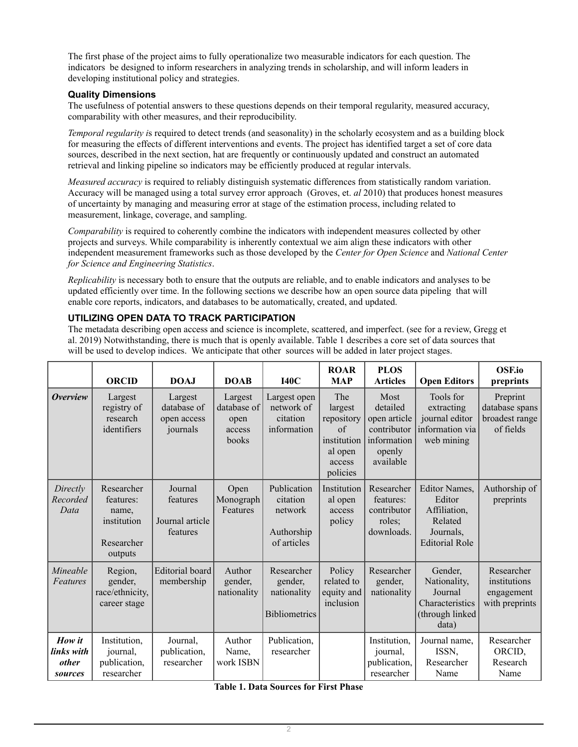The first phase of the project aims to fully operationalize two measurable indicators for each question. The indicators be designed to inform researchers in analyzing trends in scholarship, and will inform leaders in developing institutional policy and strategies.

### Quality Dimensions

The usefulness of potential answers to these questions depends on their temporal regularity, measured accuracy, comparability with other measures, and their reproducibility.

*Temporal regularity i*s required to detect trends (and seasonality) in the scholarly ecosystem and as a building block for measuring the effects of different interventions and events. The project has identified target a set of core data sources, described in the next section, hat are frequently or continuously updated and construct an automated retrieval and linking pipeline so indicators may be efficiently produced at regular intervals.

*Measured accuracy* is required to reliably distinguish systematic differences from statistically random variation. Accuracy will be managed using a total survey error approach (Groves, et. *al* 2010) that produces honest measures of uncertainty by managing and measuring error at stage of the estimation process, including related to measurement, linkage, coverage, and sampling.

*Comparability* is required to coherently combine the indicators with independent measures collected by other projects and surveys. While comparability is inherently contextual we aim align these indicators with other independent measurement frameworks such as those developed by the *Center for Open Science* and *National Center for Science and Engineering Statistics*.

*Replicability* is necessary both to ensure that the outputs are reliable, and to enable indicators and analyses to be updated efficiently over time. In the following sections we describe how an open source data pipeling that will enable core reports, indicators, and databases to be automatically, created, and updated.

### UTILIZING OPEN DATA TO TRACK PARTICIPATION

The metadata describing open access and science is incomplete, scattered, and imperfect. (see for a review, Gregg et al. 2019) Notwithstanding, there is much that is openly available. Table 1 describes a core set of data sources that will be used to develop indices. We anticipate that other sources will be added in later project stages.

| | **ORCID** | **DOAJ** | **DOAB** | **I40C** | **ROAR MAP** | **PLOS Articles** | **Open Editors** | **OSF.io preprints** |
|---|---|---|---|---|---|---|---|---|
| ***Overview*** | Largest registry of research identifiers | Largest database of open access journals | Largest database of open access books | Largest open network of citation information | The largest repository of institutional open access policies | Most detailed open article contributor information openly available | Tools for extracting journal editor information via web mining | Preprint database spans broadest range of fields |
| *Directly Recorded Data* | Researcher features: name, institution<br><br>Researcher outputs | Journal features<br><br>Journal article features | Open Monograph Features | Publication citation network<br><br>Authorship of articles | Institutional open access policy | Researcher features: contributor roles; downloads. | Editor Names, Editor Affiliation, Related Journals, Editorial Role | Authorship of preprints |
| *Mineable Features* | Region, gender, race/ethnicity, career stage | Editorial board membership | Author gender, nationality | Researcher gender, nationality<br><br>Bibliometrics | Policy related to equity and inclusion | Researcher gender, nationality | Gender, Nationality, Journal Characteristics (through linked data) | Researcher institutions engagement with preprints |
| ***How it links with other sources*** | Institution, journal, publication, researcher | Journal, publication, researcher | Author Name, work ISBN | Publication, researcher | | Institution, journal, publication, researcher | Journal name, ISSN, Researcher Name | Researcher ORCID, Research Name |

**Table 1. Data Sources for First Phase**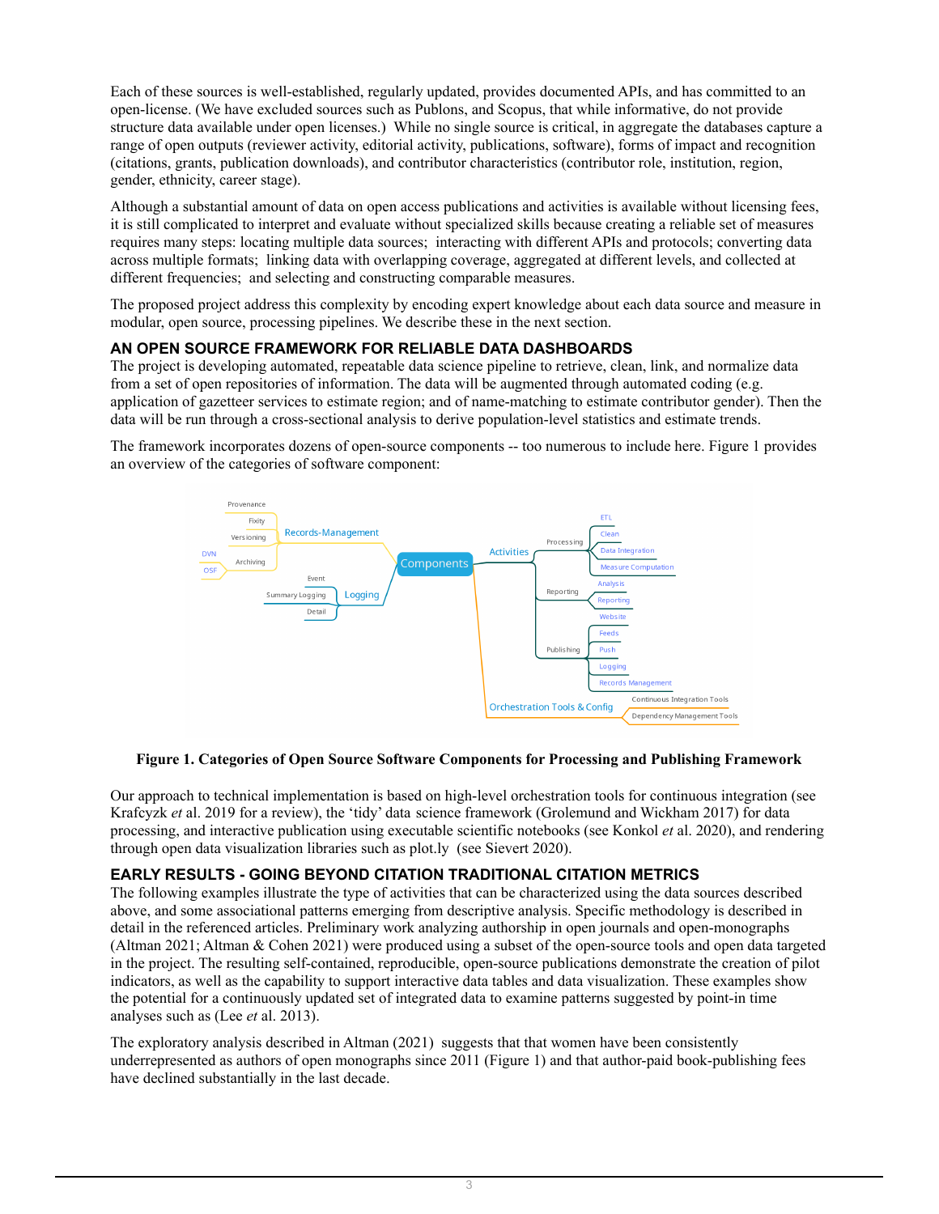Each of these sources is well-established, regularly updated, provides documented APIs, and has committed to an open-license. (We have excluded sources such as Publons, and Scopus, that while informative, do not provide structure data available under open licenses.) While no single source is critical, in aggregate the databases capture a range of open outputs (reviewer activity, editorial activity, publications, software), forms of impact and recognition (citations, grants, publication downloads), and contributor characteristics (contributor role, institution, region, gender, ethnicity, career stage).

Although a substantial amount of data on open access publications and activities is available without licensing fees, it is still complicated to interpret and evaluate without specialized skills because creating a reliable set of measures requires many steps: locating multiple data sources; interacting with different APIs and protocols; converting data across multiple formats; linking data with overlapping coverage, aggregated at different levels, and collected at different frequencies; and selecting and constructing comparable measures.

The proposed project address this complexity by encoding expert knowledge about each data source and measure in modular, open source, processing pipelines. We describe these in the next section.

## AN OPEN SOURCE FRAMEWORK FOR RELIABLE DATA DASHBOARDS

The project is developing automated, repeatable data science pipeline to retrieve, clean, link, and normalize data from a set of open repositories of information. The data will be augmented through automated coding (e.g. application of gazetteer services to estimate region; and of name-matching to estimate contributor gender). Then the data will be run through a cross-sectional analysis to derive population-level statistics and estimate trends.

The framework incorporates dozens of open-source components -- too numerous to include here. Figure 1 provides an overview of the categories of software component:

**Figure 1. Categories of Open Source Software Components for Processing and Publishing Framework**

Our approach to technical implementation is based on high-level orchestration tools for continuous integration (see Krafcyzk *et* al. 2019 for a review), the 'tidy' data science framework (Grolemund and Wickham 2017) for data processing, and interactive publication using executable scientific notebooks (see Konkol *et* al. 2020), and rendering through open data visualization libraries such as plot.ly (see Sievert 2020).

## EARLY RESULTS - GOING BEYOND CITATION TRADITIONAL CITATION METRICS

The following examples illustrate the type of activities that can be characterized using the data sources described above, and some associational patterns emerging from descriptive analysis. Specific methodology is described in detail in the referenced articles. Preliminary work analyzing authorship in open journals and open-monographs (Altman 2021; Altman & Cohen 2021) were produced using a subset of the open-source tools and open data targeted in the project. The resulting self-contained, reproducible, open-source publications demonstrate the creation of pilot indicators, as well as the capability to support interactive data tables and data visualization. These examples show the potential for a continuously updated set of integrated data to examine patterns suggested by point-in time analyses such as (Lee *et* al. 2013).

The exploratory analysis described in Altman (2021) suggests that that women have been consistently underrepresented as authors of open monographs since 2011 (Figure 1) and that author-paid book-publishing fees have declined substantially in the last decade.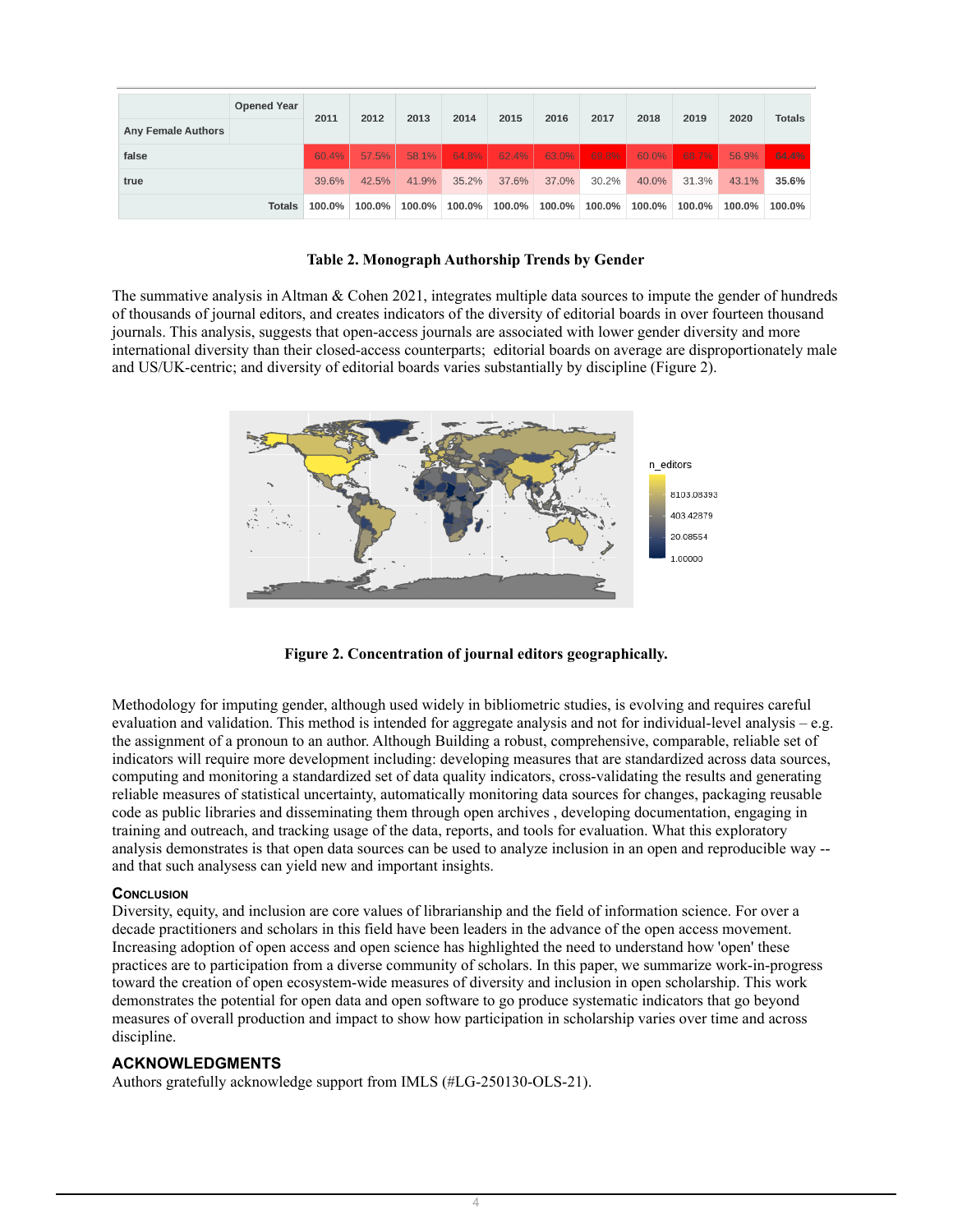| Any Female Authors | Opened Year | 2011 | 2012 | 2013 | 2014 | 2015 | 2016 | 2017 | 2018 | 2019 | 2020 | Totals |
|---|---|---|---|---|---|---|---|---|---|---|---|---|
| false | | 60.4% | 57.5% | 58.1% | 64.8% | 62.4% | 63.0% | 69.8% | 60.0% | 68.7% | 56.9% | 64.4% |
| true | | 39.6% | 42.5% | 41.9% | 35.2% | 37.6% | 37.0% | 30.2% | 40.0% | 31.3% | 43.1% | 35.6% |
| | Totals | 100.0% | 100.0% | 100.0% | 100.0% | 100.0% | 100.0% | 100.0% | 100.0% | 100.0% | 100.0% | 100.0% |

**Table 2. Monograph Authorship Trends by Gender**

The summative analysis in Altman & Cohen 2021, integrates multiple data sources to impute the gender of hundreds of thousands of journal editors, and creates indicators of the diversity of editorial boards in over fourteen thousand journals. This analysis, suggests that open-access journals are associated with lower gender diversity and more international diversity than their closed-access counterparts; editorial boards on average are disproportionately male and US/UK-centric; and diversity of editorial boards varies substantially by discipline (Figure 2).

**Figure 2. Concentration of journal editors geographically.**

Methodology for imputing gender, although used widely in bibliometric studies, is evolving and requires careful evaluation and validation. This method is intended for aggregate analysis and not for individual-level analysis – e.g. the assignment of a pronoun to an author. Although Building a robust, comprehensive, comparable, reliable set of indicators will require more development including: developing measures that are standardized across data sources, computing and monitoring a standardized set of data quality indicators, cross-validating the results and generating reliable measures of statistical uncertainty, automatically monitoring data sources for changes, packaging reusable code as public libraries and disseminating them through open archives , developing documentation, engaging in training and outreach, and tracking usage of the data, reports, and tools for evaluation. What this exploratory analysis demonstrates is that open data sources can be used to analyze inclusion in an open and reproducible way -- and that such analysess can yield new and important insights.

## Conclusion

Diversity, equity, and inclusion are core values of librarianship and the field of information science. For over a decade practitioners and scholars in this field have been leaders in the advance of the open access movement. Increasing adoption of open access and open science has highlighted the need to understand how 'open' these practices are to participation from a diverse community of scholars. In this paper, we summarize work-in-progress toward the creation of open ecosystem-wide measures of diversity and inclusion in open scholarship. This work demonstrates the potential for open data and open software to go produce systematic indicators that go beyond measures of overall production and impact to show how participation in scholarship varies over time and across discipline.

## ACKNOWLEDGMENTS

Authors gratefully acknowledge support from IMLS (#LG-250130-OLS-21).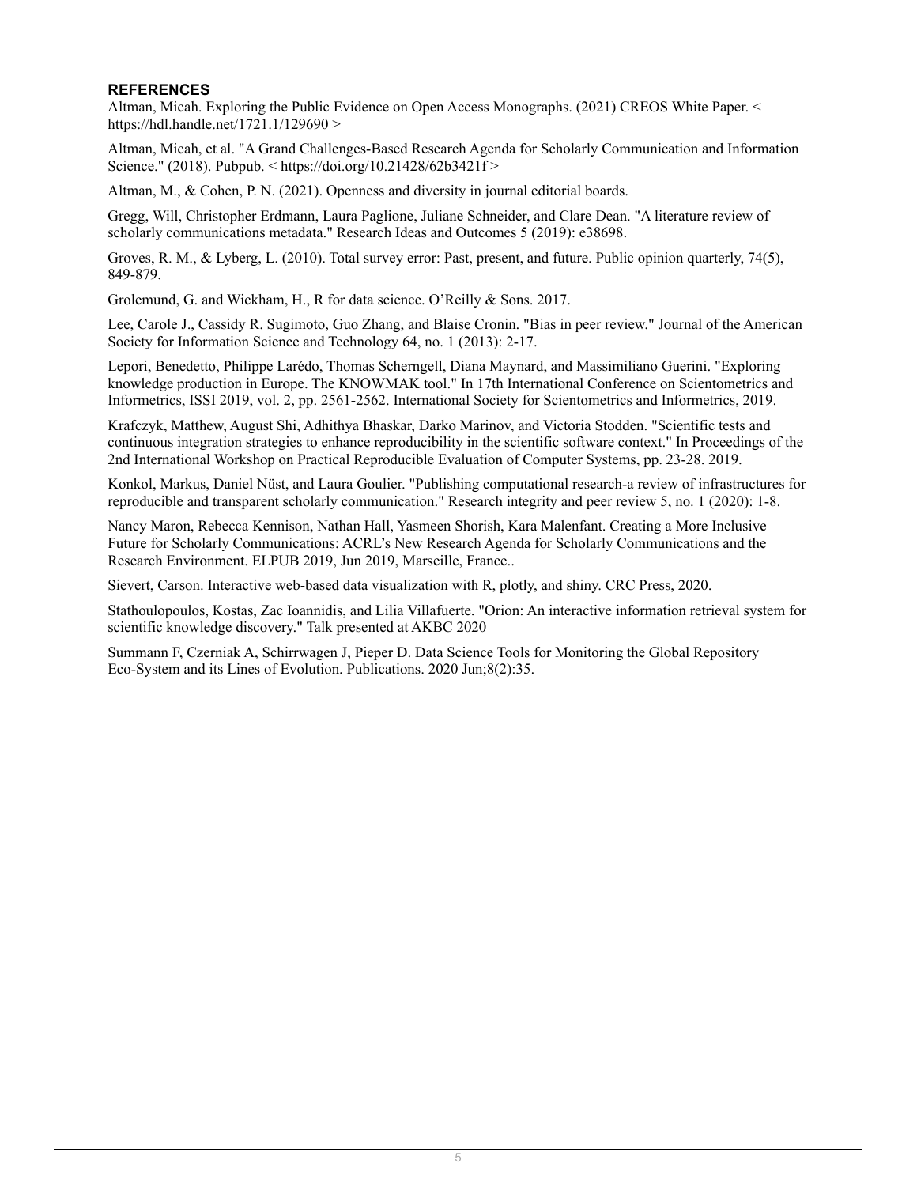## REFERENCES

Altman, Micah. Exploring the Public Evidence on Open Access Monographs. (2021) CREOS White Paper. < https://hdl.handle.net/1721.1/129690 >

Altman, Micah, et al. "A Grand Challenges-Based Research Agenda for Scholarly Communication and Information Science." (2018). Pubpub. < https://doi.org/10.21428/62b3421f >

Altman, M., & Cohen, P. N. (2021). Openness and diversity in journal editorial boards.

Gregg, Will, Christopher Erdmann, Laura Paglione, Juliane Schneider, and Clare Dean. "A literature review of scholarly communications metadata." Research Ideas and Outcomes 5 (2019): e38698.

Groves, R. M., & Lyberg, L. (2010). Total survey error: Past, present, and future. Public opinion quarterly, 74(5), 849-879.

Grolemund, G. and Wickham, H., R for data science. O'Reilly & Sons. 2017.

Lee, Carole J., Cassidy R. Sugimoto, Guo Zhang, and Blaise Cronin. "Bias in peer review." Journal of the American Society for Information Science and Technology 64, no. 1 (2013): 2-17.

Lepori, Benedetto, Philippe Larédo, Thomas Scherngell, Diana Maynard, and Massimiliano Guerini. "Exploring knowledge production in Europe. The KNOWMAK tool." In 17th International Conference on Scientometrics and Informetrics, ISSI 2019, vol. 2, pp. 2561-2562. International Society for Scientometrics and Informetrics, 2019.

Krafczyk, Matthew, August Shi, Adhithya Bhaskar, Darko Marinov, and Victoria Stodden. "Scientific tests and continuous integration strategies to enhance reproducibility in the scientific software context." In Proceedings of the 2nd International Workshop on Practical Reproducible Evaluation of Computer Systems, pp. 23-28. 2019.

Konkol, Markus, Daniel Nüst, and Laura Goulier. "Publishing computational research-a review of infrastructures for reproducible and transparent scholarly communication." Research integrity and peer review 5, no. 1 (2020): 1-8.

Nancy Maron, Rebecca Kennison, Nathan Hall, Yasmeen Shorish, Kara Malenfant. Creating a More Inclusive Future for Scholarly Communications: ACRL's New Research Agenda for Scholarly Communications and the Research Environment. ELPUB 2019, Jun 2019, Marseille, France..

Sievert, Carson. Interactive web-based data visualization with R, plotly, and shiny. CRC Press, 2020.

Stathoulopoulos, Kostas, Zac Ioannidis, and Lilia Villafuerte. "Orion: An interactive information retrieval system for scientific knowledge discovery." Talk presented at AKBC 2020

Summann F, Czerniak A, Schirrwagen J, Pieper D. Data Science Tools for Monitoring the Global Repository Eco-System and its Lines of Evolution. Publications. 2020 Jun;8(2):35.